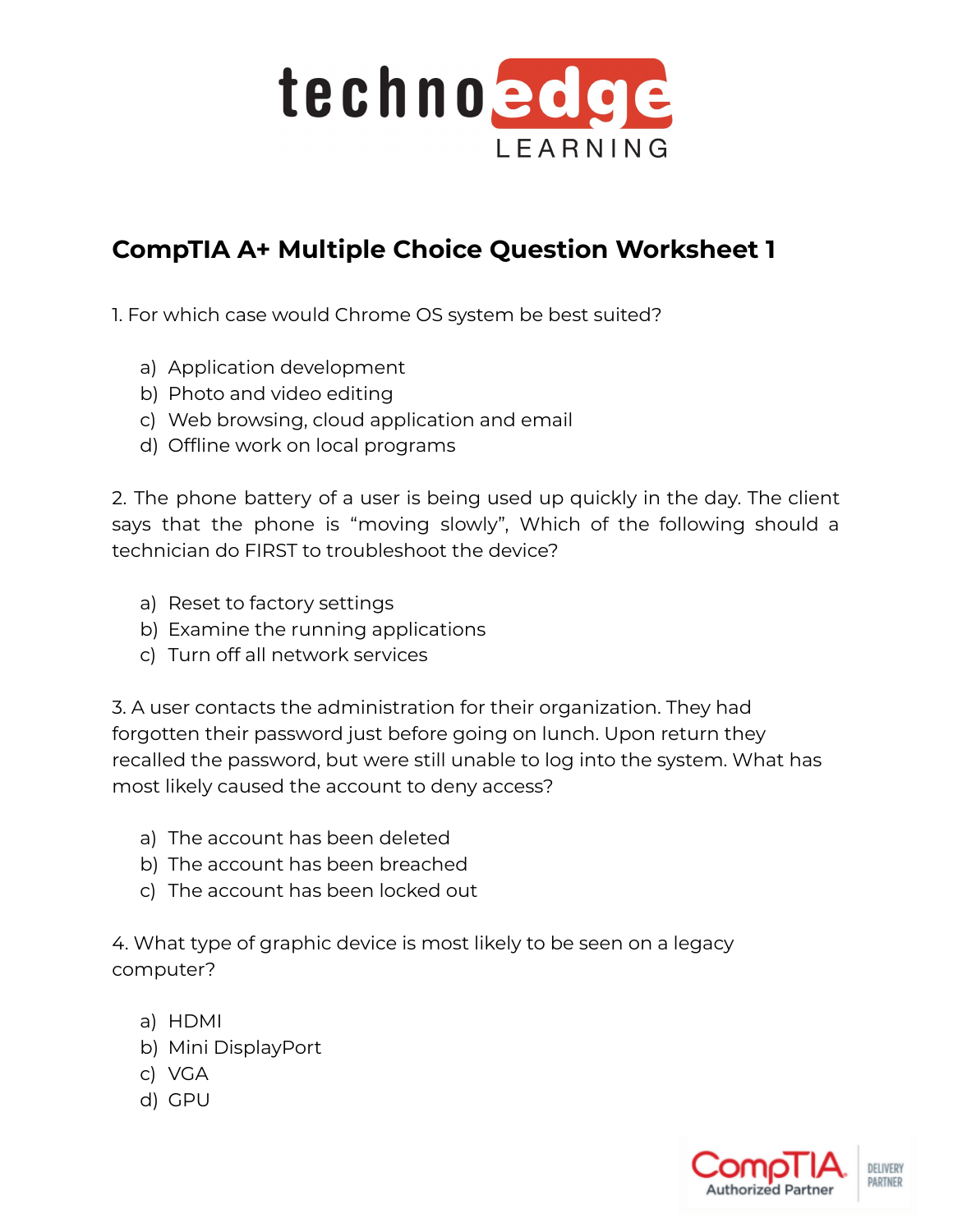# CompTIA A+ Multiple Choice Question Worksheet 1

1. For which case would Chrome OS system be best suited?

   a) Application development
   b) Photo and video editing
   c) Web browsing, cloud application and email
   d) Offline work on local programs

2. The phone battery of a user is being used up quickly in the day. The client says that the phone is "moving slowly", Which of the following should a technician do FIRST to troubleshoot the device?

   a) Reset to factory settings
   b) Examine the running applications
   c) Turn off all network services

3. A user contacts the administration for their organization. They had forgotten their password just before going on lunch. Upon return they recalled the password, but were still unable to log into the system. What has most likely caused the account to deny access?

   a) The account has been deleted
   b) The account has been breached
   c) The account has been locked out

4. What type of graphic device is most likely to be seen on a legacy computer?

   a) HDMI
   b) Mini DisplayPort
   c) VGA
   d) GPU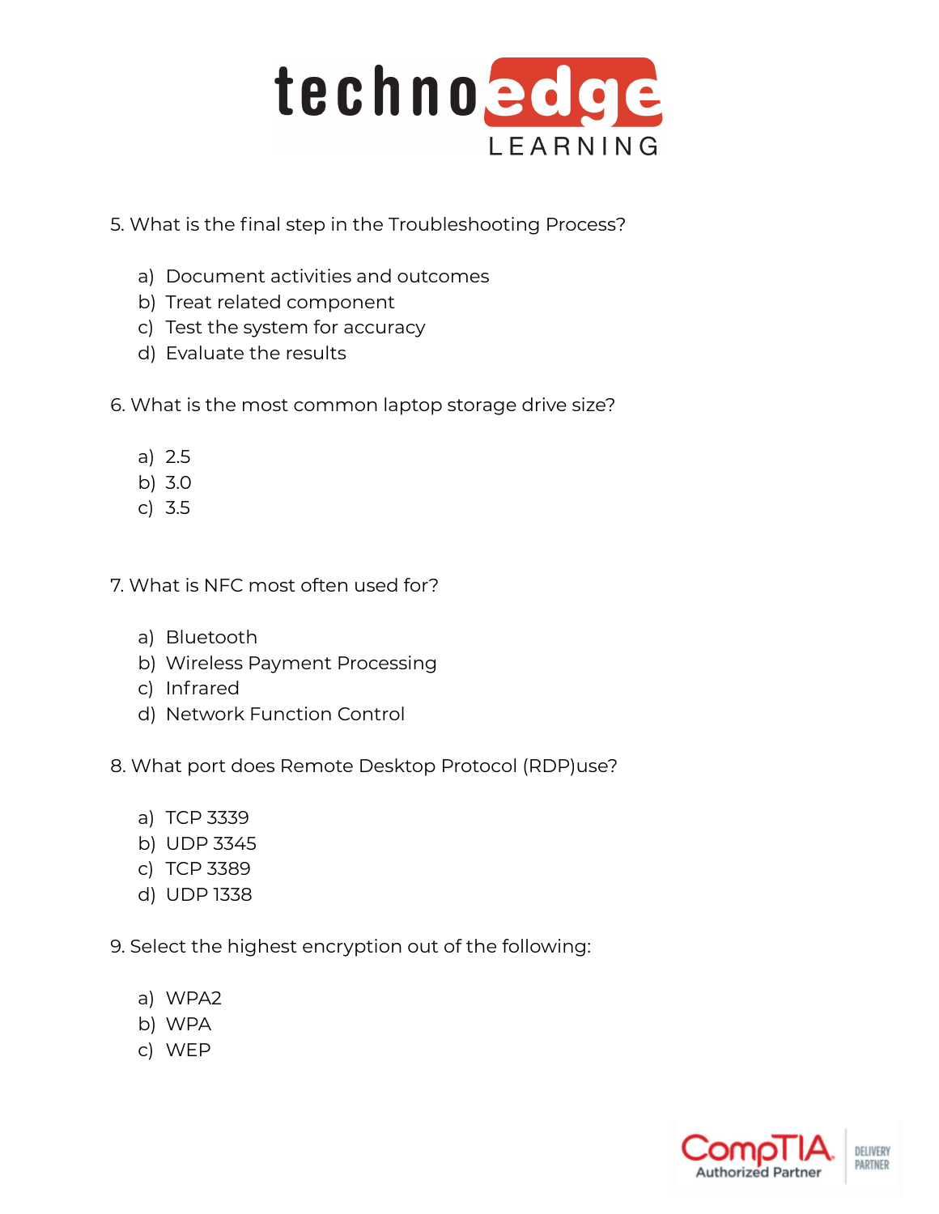5. What is the final step in the Troubleshooting Process?

a) Document activities and outcomes
b) Treat related component
c) Test the system for accuracy
d) Evaluate the results

6. What is the most common laptop storage drive size?

a) 2.5
b) 3.0
c) 3.5

7. What is NFC most often used for?

a) Bluetooth
b) Wireless Payment Processing
c) Infrared
d) Network Function Control

8. What port does Remote Desktop Protocol (RDP)use?

a) TCP 3339
b) UDP 3345
c) TCP 3389
d) UDP 1338

9. Select the highest encryption out of the following:

a) WPA2
b) WPA
c) WEP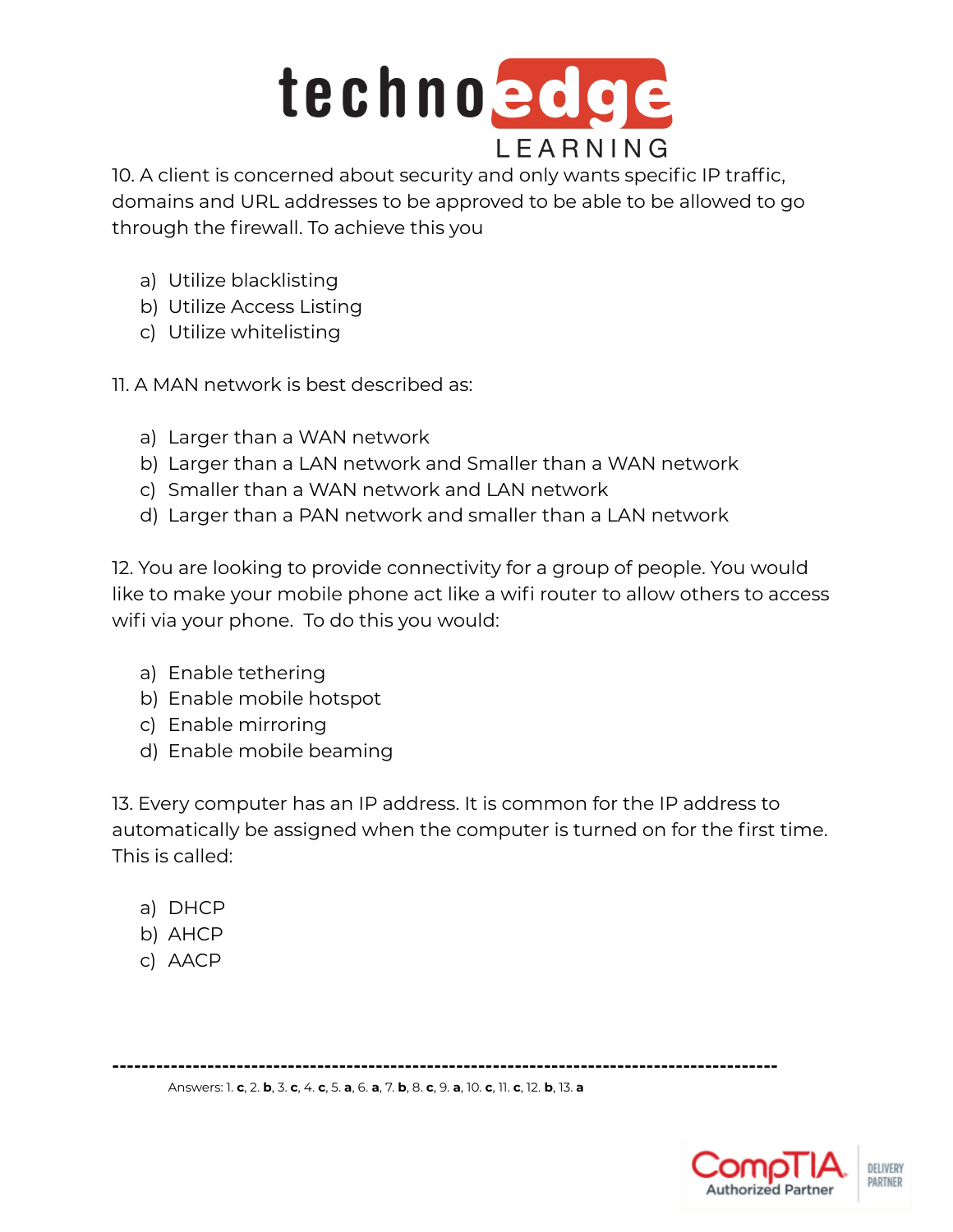10. A client is concerned about security and only wants specific IP traffic, domains and URL addresses to be approved to be able to be allowed to go through the firewall. To achieve this you

a) Utilize blacklisting
b) Utilize Access Listing
c) Utilize whitelisting

11. A MAN network is best described as:

a) Larger than a WAN network
b) Larger than a LAN network and Smaller than a WAN network
c) Smaller than a WAN network and LAN network
d) Larger than a PAN network and smaller than a LAN network

12. You are looking to provide connectivity for a group of people. You would like to make your mobile phone act like a wifi router to allow others to access wifi via your phone. To do this you would:

a) Enable tethering
b) Enable mobile hotspot
c) Enable mirroring
d) Enable mobile beaming

13. Every computer has an IP address. It is common for the IP address to automatically be assigned when the computer is turned on for the first time. This is called:

a) DHCP
b) AHCP
c) AACP

---

Answers: 1. **c**, 2. **b**, 3. **c**, 4. **c**, 5. **a**, 6. **a**, 7. **b**, 8. **c**, 9. **a**, 10. **c**, 11. **c**, 12. **b**, 13. **a**